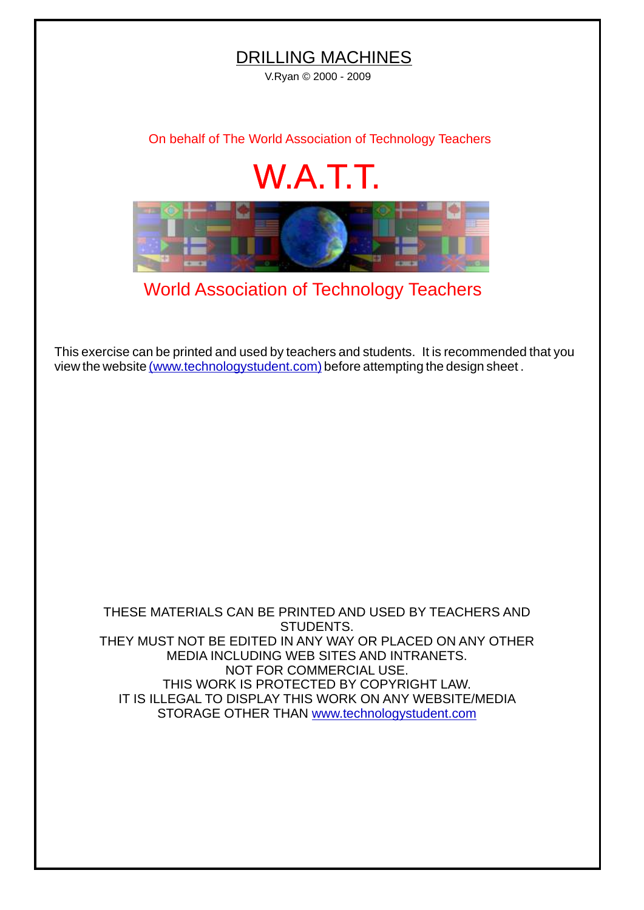# DRILLING MACHINES

V.Ryan © 2000 - 2009

On behalf of The World Association of Technology Teachers

W.A.T.T.

World Association of Technology Teachers

This exercise can be printed and used by teachers and students. It is recommended that you view the website (www.technologystudent.com) before attempting the design sheet .

THESE MATERIALS CAN BE PRINTED AND USED BY TEACHERS AND STUDENTS.
THEY MUST NOT BE EDITED IN ANY WAY OR PLACED ON ANY OTHER MEDIA INCLUDING WEB SITES AND INTRANETS.
NOT FOR COMMERCIAL USE.
THIS WORK IS PROTECTED BY COPYRIGHT LAW.
IT IS ILLEGAL TO DISPLAY THIS WORK ON ANY WEBSITE/MEDIA STORAGE OTHER THAN www.technologystudent.com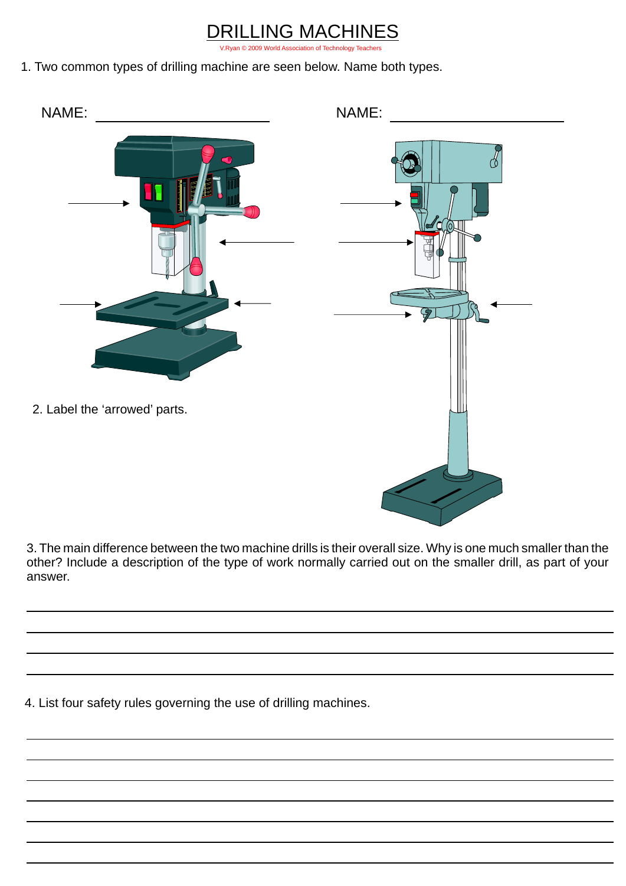# DRILLING MACHINES

V.Ryan © 2009 World Association of Technology Teachers

1. Two common types of drilling machine are seen below. Name both types.

NAME: ____________________ NAME: ____________________

2. Label the 'arrowed' parts.

3. The main difference between the two machine drills is their overall size. Why is one much smaller than the other? Include a description of the type of work normally carried out on the smaller drill, as part of your answer.

_______________________________________________

_______________________________________________

_______________________________________________

_______________________________________________

4. List four safety rules governing the use of drilling machines.

_______________________________________________

_______________________________________________

_______________________________________________

_______________________________________________

_______________________________________________

_______________________________________________

_______________________________________________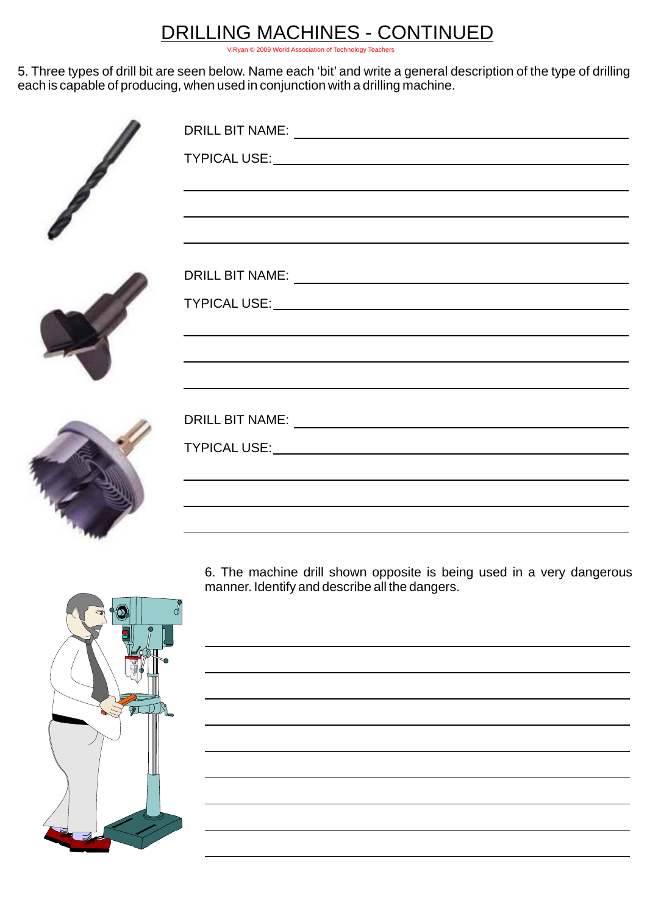# DRILLING MACHINES - CONTINUED

V.Ryan © 2009 World Association of Technology Teachers

5. Three types of drill bit are seen below. Name each 'bit' and write a general description of the type of drilling each is capable of producing, when used in conjunction with a drilling machine.

DRILL BIT NAME: ______________________________

TYPICAL USE: ______________________________

______________________________

______________________________

______________________________

DRILL BIT NAME: ______________________________

TYPICAL USE: ______________________________

______________________________

______________________________

______________________________

DRILL BIT NAME: ______________________________

TYPICAL USE: ______________________________

______________________________

______________________________

______________________________

6. The machine drill shown opposite is being used in a very dangerous manner. Identify and describe all the dangers.

______________________________

______________________________

______________________________

______________________________

______________________________

______________________________

______________________________

______________________________

______________________________